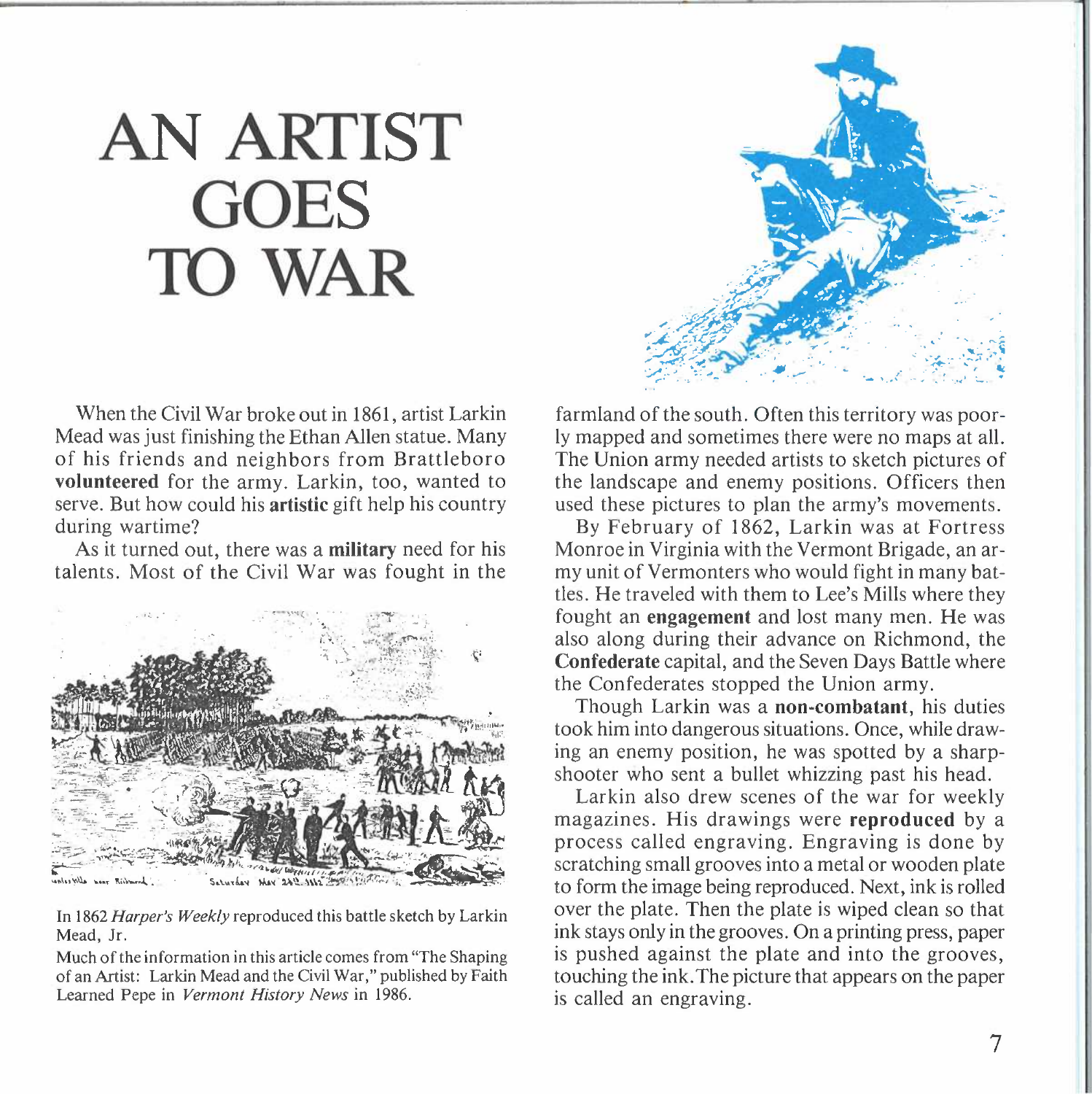# AN ARTIST GOES TO WAR

When the Civil War broke out in 1861, artist Larkin Mead was just finishing the Ethan Allen statue. Many of his friends and neighbors from Brattleboro **volunteered** for the army. Larkin, too, wanted to serve. But how could his **artistic** gift help his country during wartime?

As it turned out, there was a **military** need for his talents. Most of the Civil War was fought in the farmland of the south. Often this territory was poorly mapped and sometimes there were no maps at all. The Union army needed artists to sketch pictures of the landscape and enemy positions. Officers then used these pictures to plan the army's movements.

In 1862 *Harper's Weekly* reproduced this battle sketch by Larkin Mead, Jr.

Much of the information in this article comes from "The Shaping of an Artist: Larkin Mead and the Civil War," published by Faith Learned Pepe in *Vermont History News* in 1986.

By February of 1862, Larkin was at Fortress Monroe in Virginia with the Vermont Brigade, an army unit of Vermonters who would fight in many battles. He traveled with them to Lee's Mills where they fought an **engagement** and lost many men. He was also along during their advance on Richmond, the **Confederate** capital, and the Seven Days Battle where the Confederates stopped the Union army.

Though Larkin was a **non-combatant**, his duties took him into dangerous situations. Once, while drawing an enemy position, he was spotted by a sharpshooter who sent a bullet whizzing past his head.

Larkin also drew scenes of the war for weekly magazines. His drawings were **reproduced** by a process called engraving. Engraving is done by scratching small grooves into a metal or wooden plate to form the image being reproduced. Next, ink is rolled over the plate. Then the plate is wiped clean so that ink stays only in the grooves. On a printing press, paper is pushed against the plate and into the grooves, touching the ink. The picture that appears on the paper is called an engraving.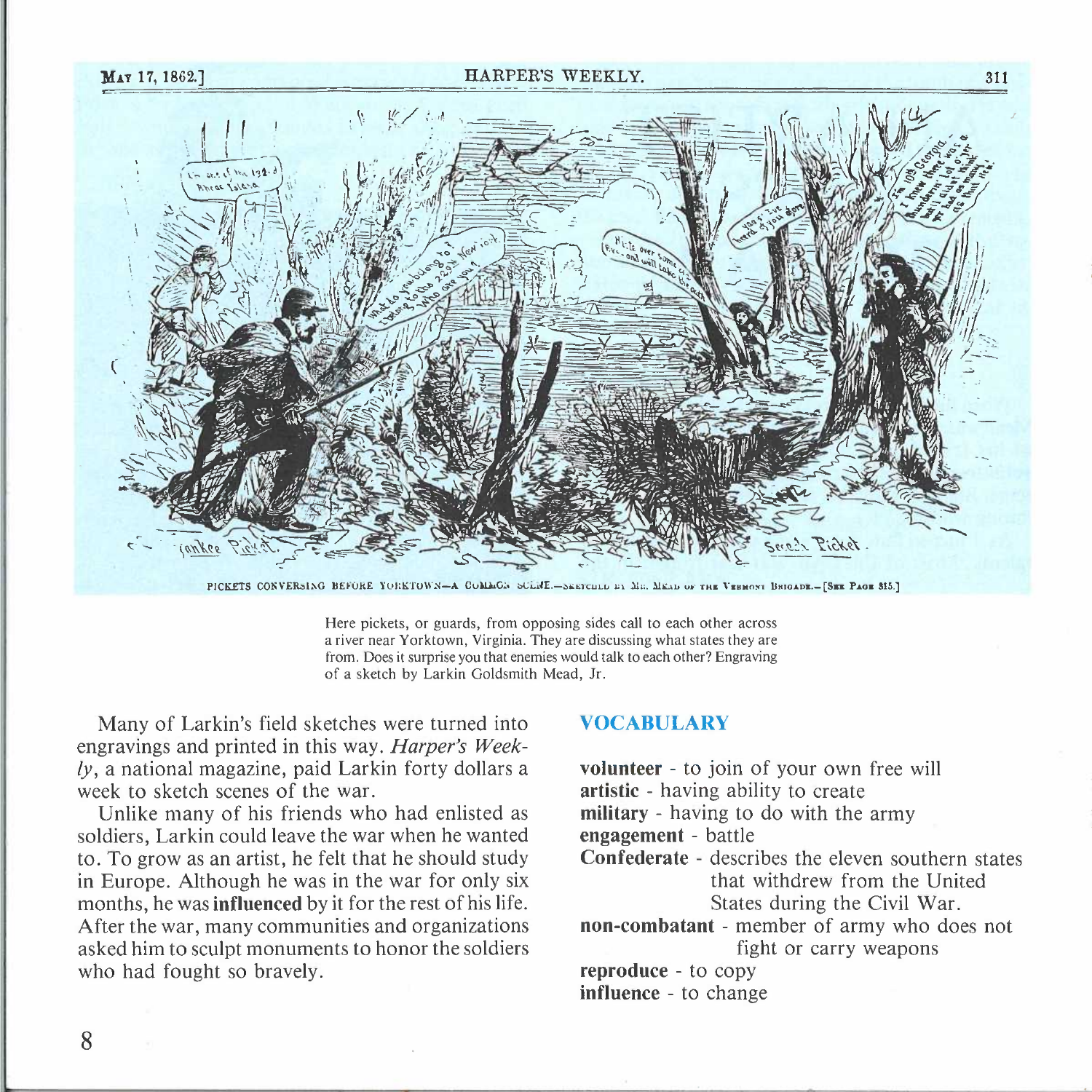Here pickets, or guards, from opposing sides call to each other across a river near Yorktown, Virginia. They are discussing what states they are from. Does it surprise you that enemies would talk to each other? Engraving of a sketch by Larkin Goldsmith Mead, Jr.

Many of Larkin's field sketches were turned into engravings and printed in this way. *Harper's Weekly*, a national magazine, paid Larkin forty dollars a week to sketch scenes of the war.

Unlike many of his friends who had enlisted as soldiers, Larkin could leave the war when he wanted to. To grow as an artist, he felt that he should study in Europe. Although he was in the war for only six months, he was **influenced** by it for the rest of his life. After the war, many communities and organizations asked him to sculpt monuments to honor the soldiers who had fought so bravely.

## VOCABULARY

**volunteer** - to join of your own free will
**artistic** - having ability to create
**military** - having to do with the army
**engagement** - battle
**Confederate** - describes the eleven southern states that withdrew from the United States during the Civil War.
**non-combatant** - member of army who does not fight or carry weapons
**reproduce** - to copy
**influence** - to change